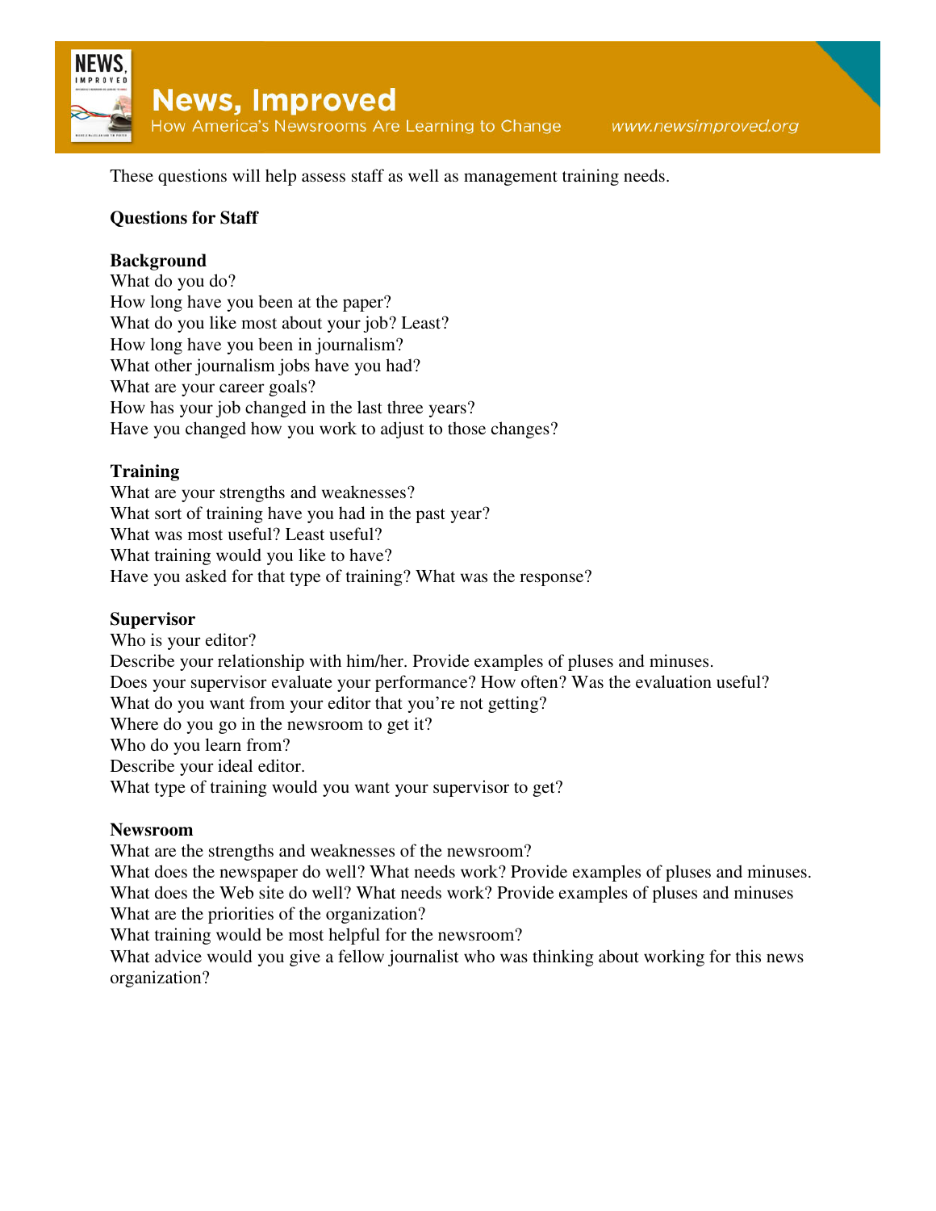These questions will help assess staff as well as management training needs.

## Questions for Staff

### Background

What do you do?
How long have you been at the paper?
What do you like most about your job? Least?
How long have you been in journalism?
What other journalism jobs have you had?
What are your career goals?
How has your job changed in the last three years?
Have you changed how you work to adjust to those changes?

### Training

What are your strengths and weaknesses?
What sort of training have you had in the past year?
What was most useful? Least useful?
What training would you like to have?
Have you asked for that type of training? What was the response?

### Supervisor

Who is your editor?
Describe your relationship with him/her. Provide examples of pluses and minuses.
Does your supervisor evaluate your performance? How often? Was the evaluation useful?
What do you want from your editor that you're not getting?
Where do you go in the newsroom to get it?
Who do you learn from?
Describe your ideal editor.
What type of training would you want your supervisor to get?

### Newsroom

What are the strengths and weaknesses of the newsroom?
What does the newspaper do well? What needs work? Provide examples of pluses and minuses.
What does the Web site do well? What needs work? Provide examples of pluses and minuses
What are the priorities of the organization?
What training would be most helpful for the newsroom?
What advice would you give a fellow journalist who was thinking about working for this news organization?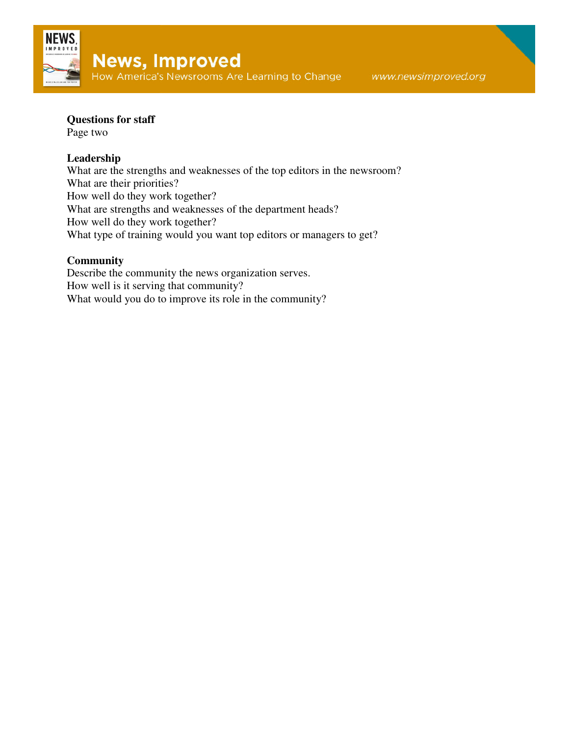**Questions for staff**
Page two

**Leadership**
What are the strengths and weaknesses of the top editors in the newsroom?
What are their priorities?
How well do they work together?
What are strengths and weaknesses of the department heads?
How well do they work together?
What type of training would you want top editors or managers to get?

**Community**
Describe the community the news organization serves.
How well is it serving that community?
What would you do to improve its role in the community?